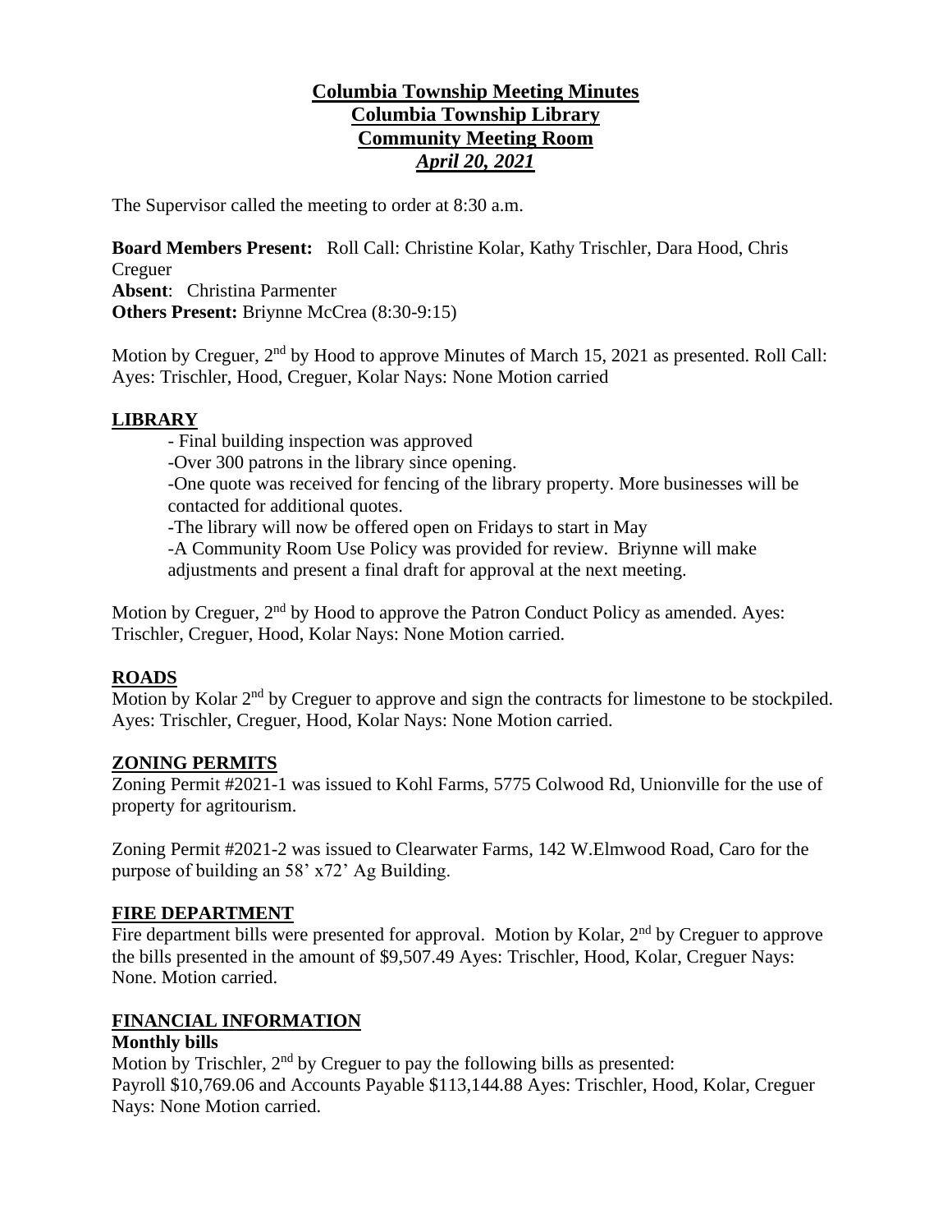# Columbia Township Meeting Minutes
# Columbia Township Library
# Community Meeting Room
# *April 20, 2021*

The Supervisor called the meeting to order at 8:30 a.m.

**Board Members Present:** Roll Call: Christine Kolar, Kathy Trischler, Dara Hood, Chris Creguer
**Absent**: Christina Parmenter
**Others Present:** Briynne McCrea (8:30-9:15)

Motion by Creguer, 2nd by Hood to approve Minutes of March 15, 2021 as presented. Roll Call: Ayes: Trischler, Hood, Creguer, Kolar Nays: None Motion carried

## LIBRARY

- Final building inspection was approved
- Over 300 patrons in the library since opening.
- One quote was received for fencing of the library property. More businesses will be contacted for additional quotes.
- The library will now be offered open on Fridays to start in May
- A Community Room Use Policy was provided for review. Briynne will make adjustments and present a final draft for approval at the next meeting.

Motion by Creguer, 2nd by Hood to approve the Patron Conduct Policy as amended. Ayes: Trischler, Creguer, Hood, Kolar Nays: None Motion carried.

## ROADS

Motion by Kolar 2nd by Creguer to approve and sign the contracts for limestone to be stockpiled. Ayes: Trischler, Creguer, Hood, Kolar Nays: None Motion carried.

## ZONING PERMITS

Zoning Permit #2021-1 was issued to Kohl Farms, 5775 Colwood Rd, Unionville for the use of property for agritourism.

Zoning Permit #2021-2 was issued to Clearwater Farms, 142 W.Elmwood Road, Caro for the purpose of building an 58' x72' Ag Building.

## FIRE DEPARTMENT

Fire department bills were presented for approval. Motion by Kolar, 2nd by Creguer to approve the bills presented in the amount of $9,507.49 Ayes: Trischler, Hood, Kolar, Creguer Nays: None. Motion carried.

## FINANCIAL INFORMATION

**Monthly bills**

Motion by Trischler, 2nd by Creguer to pay the following bills as presented:
Payroll $10,769.06 and Accounts Payable $113,144.88 Ayes: Trischler, Hood, Kolar, Creguer Nays: None Motion carried.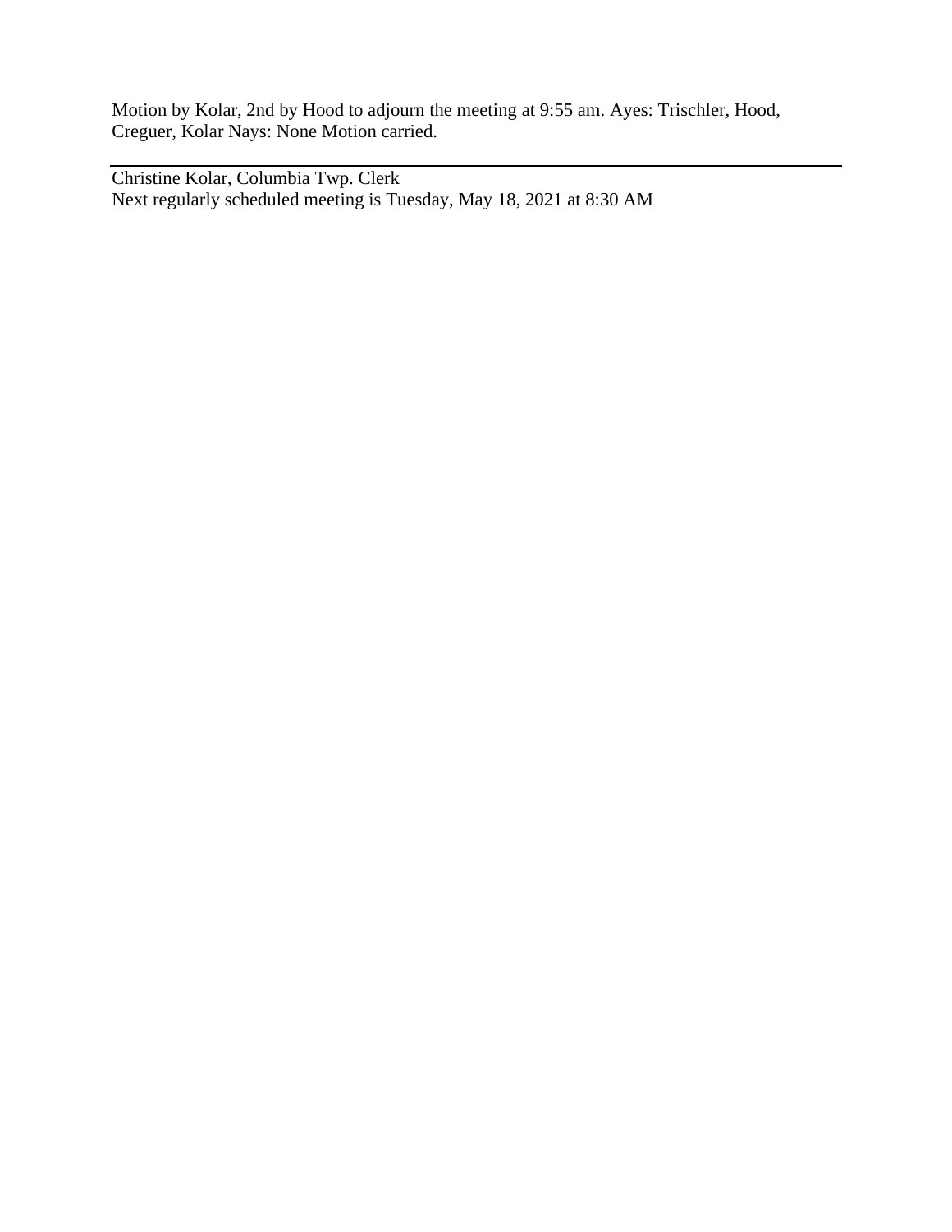Motion by Kolar, 2nd by Hood to adjourn the meeting at 9:55 am. Ayes: Trischler, Hood, Creguer, Kolar Nays: None Motion carried.

---

Christine Kolar, Columbia Twp. Clerk
Next regularly scheduled meeting is Tuesday, May 18, 2021 at 8:30 AM